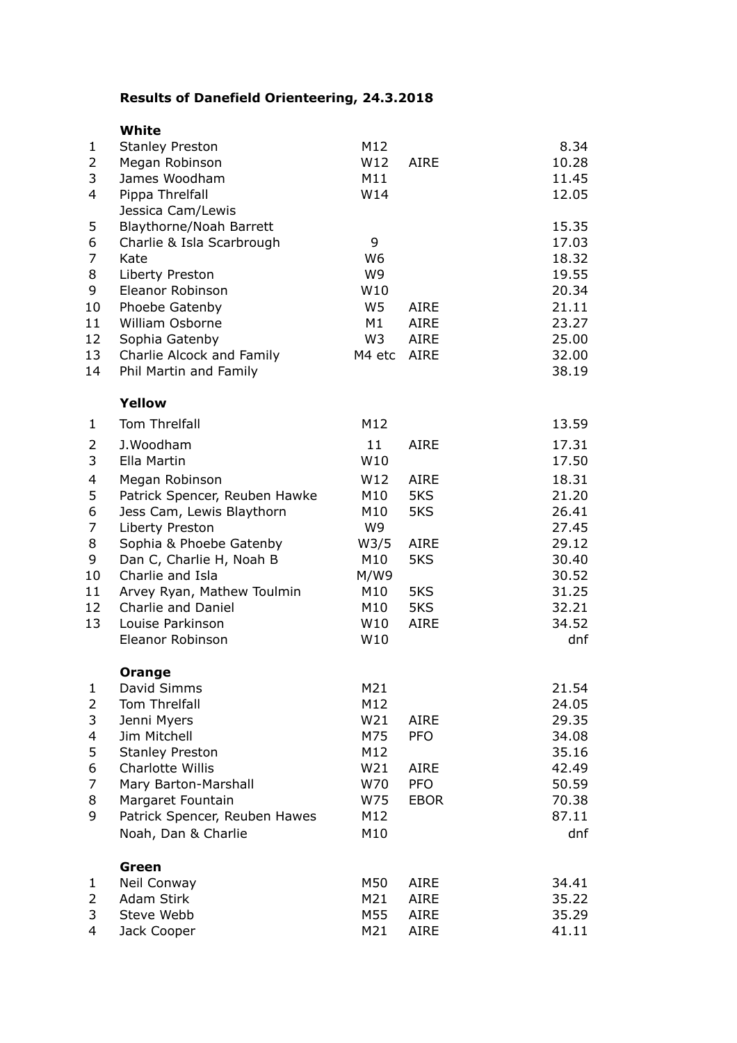# Results of Danefield Orienteering, 24.3.2018

## White

| Pos | Name | Class | Club | Time |
|---|---|---|---|---|
| 1 | Stanley Preston | M12 | | 8.34 |
| 2 | Megan Robinson | W12 | AIRE | 10.28 |
| 3 | James Woodham | M11 | | 11.45 |
| 4 | Pippa Threlfall | W14 | | 12.05 |
| 5 | Jessica Cam/Lewis Blaythorne/Noah Barrett | | | 15.35 |
| 6 | Charlie & Isla Scarbrough | 9 | | 17.03 |
| 7 | Kate | W6 | | 18.32 |
| 8 | Liberty Preston | W9 | | 19.55 |
| 9 | Eleanor Robinson | W10 | | 20.34 |
| 10 | Phoebe Gatenby | W5 | AIRE | 21.11 |
| 11 | William Osborne | M1 | AIRE | 23.27 |
| 12 | Sophia Gatenby | W3 | AIRE | 25.00 |
| 13 | Charlie Alcock and Family | M4 etc | AIRE | 32.00 |
| 14 | Phil Martin and Family | | | 38.19 |

## Yellow

| Pos | Name | Class | Club | Time |
|---|---|---|---|---|
| 1 | Tom Threlfall | M12 | | 13.59 |
| 2 | J.Woodham | 11 | AIRE | 17.31 |
| 3 | Ella Martin | W10 | | 17.50 |
| 4 | Megan Robinson | W12 | AIRE | 18.31 |
| 5 | Patrick Spencer, Reuben Hawke | M10 | 5KS | 21.20 |
| 6 | Jess Cam, Lewis Blaythorn | M10 | 5KS | 26.41 |
| 7 | Liberty Preston | W9 | | 27.45 |
| 8 | Sophia & Phoebe Gatenby | W3/5 | AIRE | 29.12 |
| 9 | Dan C, Charlie H, Noah B | M10 | 5KS | 30.40 |
| 10 | Charlie and Isla | M/W9 | | 30.52 |
| 11 | Arvey Ryan, Mathew Toulmin | M10 | 5KS | 31.25 |
| 12 | Charlie and Daniel | M10 | 5KS | 32.21 |
| 13 | Louise Parkinson | W10 | AIRE | 34.52 |
| | Eleanor Robinson | W10 | | dnf |

## Orange

| Pos | Name | Class | Club | Time |
|---|---|---|---|---|
| 1 | David Simms | M21 | | 21.54 |
| 2 | Tom Threlfall | M12 | | 24.05 |
| 3 | Jenni Myers | W21 | AIRE | 29.35 |
| 4 | Jim Mitchell | M75 | PFO | 34.08 |
| 5 | Stanley Preston | M12 | | 35.16 |
| 6 | Charlotte Willis | W21 | AIRE | 42.49 |
| 7 | Mary Barton-Marshall | W70 | PFO | 50.59 |
| 8 | Margaret Fountain | W75 | EBOR | 70.38 |
| 9 | Patrick Spencer, Reuben Hawes | M12 | | 87.11 |
| | Noah, Dan & Charlie | M10 | | dnf |

## Green

| Pos | Name | Class | Club | Time |
|---|---|---|---|---|
| 1 | Neil Conway | M50 | AIRE | 34.41 |
| 2 | Adam Stirk | M21 | AIRE | 35.22 |
| 3 | Steve Webb | M55 | AIRE | 35.29 |
| 4 | Jack Cooper | M21 | AIRE | 41.11 |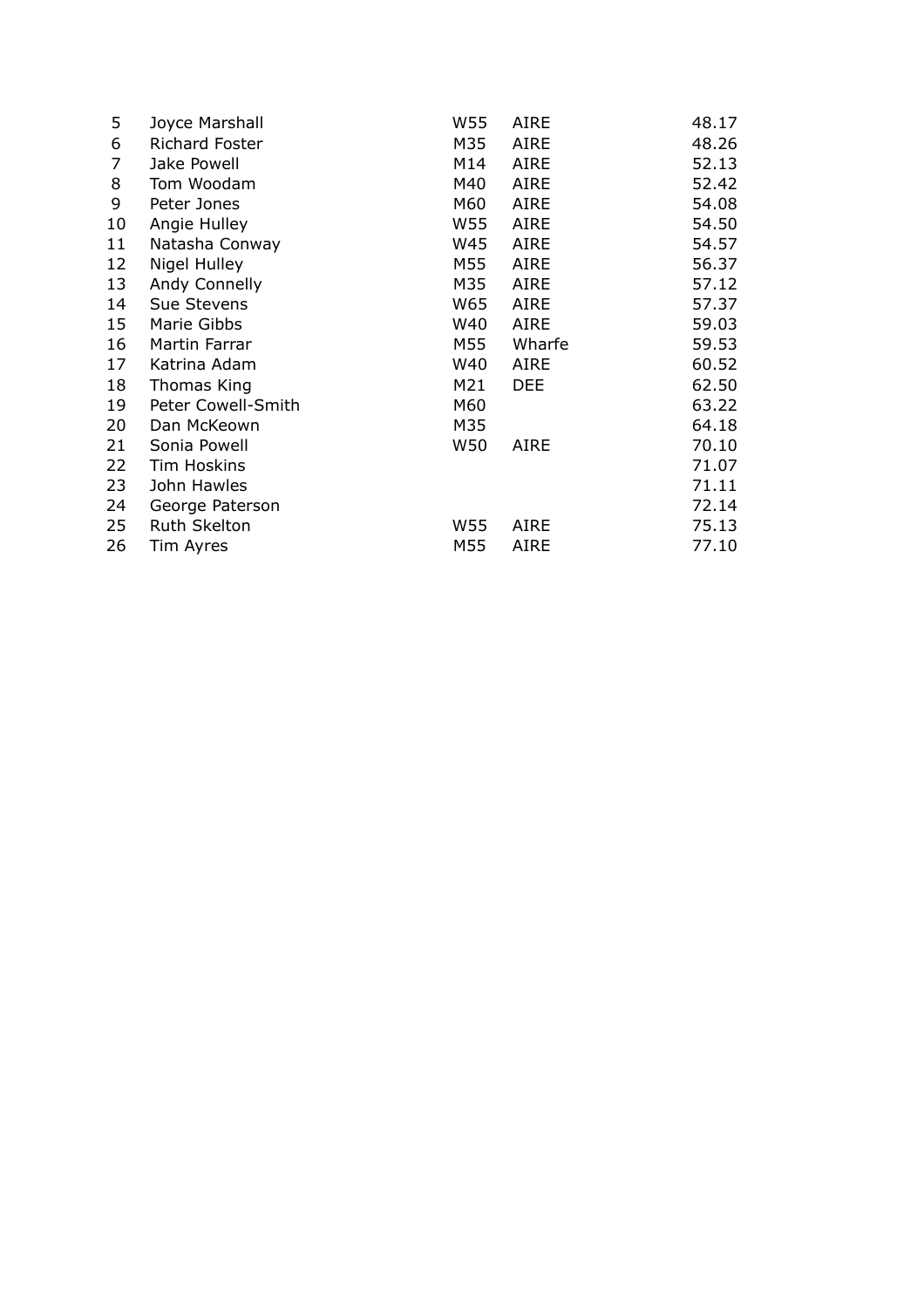| | | | | |
|---|---|---|---|---|
| 5 | Joyce Marshall | W55 | AIRE | 48.17 |
| 6 | Richard Foster | M35 | AIRE | 48.26 |
| 7 | Jake Powell | M14 | AIRE | 52.13 |
| 8 | Tom Woodam | M40 | AIRE | 52.42 |
| 9 | Peter Jones | M60 | AIRE | 54.08 |
| 10 | Angie Hulley | W55 | AIRE | 54.50 |
| 11 | Natasha Conway | W45 | AIRE | 54.57 |
| 12 | Nigel Hulley | M55 | AIRE | 56.37 |
| 13 | Andy Connelly | M35 | AIRE | 57.12 |
| 14 | Sue Stevens | W65 | AIRE | 57.37 |
| 15 | Marie Gibbs | W40 | AIRE | 59.03 |
| 16 | Martin Farrar | M55 | Wharfe | 59.53 |
| 17 | Katrina Adam | W40 | AIRE | 60.52 |
| 18 | Thomas King | M21 | DEE | 62.50 |
| 19 | Peter Cowell-Smith | M60 | | 63.22 |
| 20 | Dan McKeown | M35 | | 64.18 |
| 21 | Sonia Powell | W50 | AIRE | 70.10 |
| 22 | Tim Hoskins | | | 71.07 |
| 23 | John Hawles | | | 71.11 |
| 24 | George Paterson | | | 72.14 |
| 25 | Ruth Skelton | W55 | AIRE | 75.13 |
| 26 | Tim Ayres | M55 | AIRE | 77.10 |